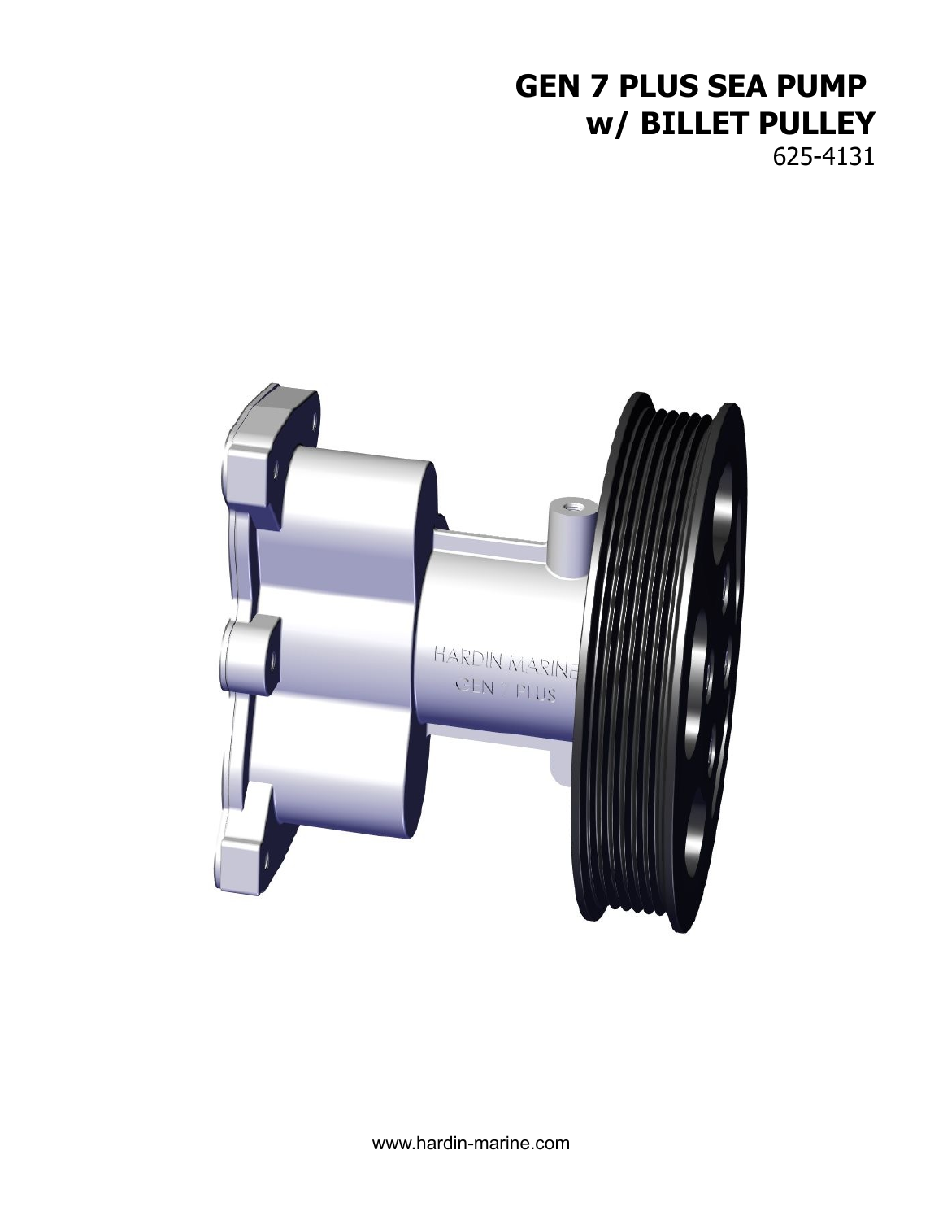# GEN 7 PLUS SEA PUMP w/ BILLET PULLEY

625-4131

www.hardin-marine.com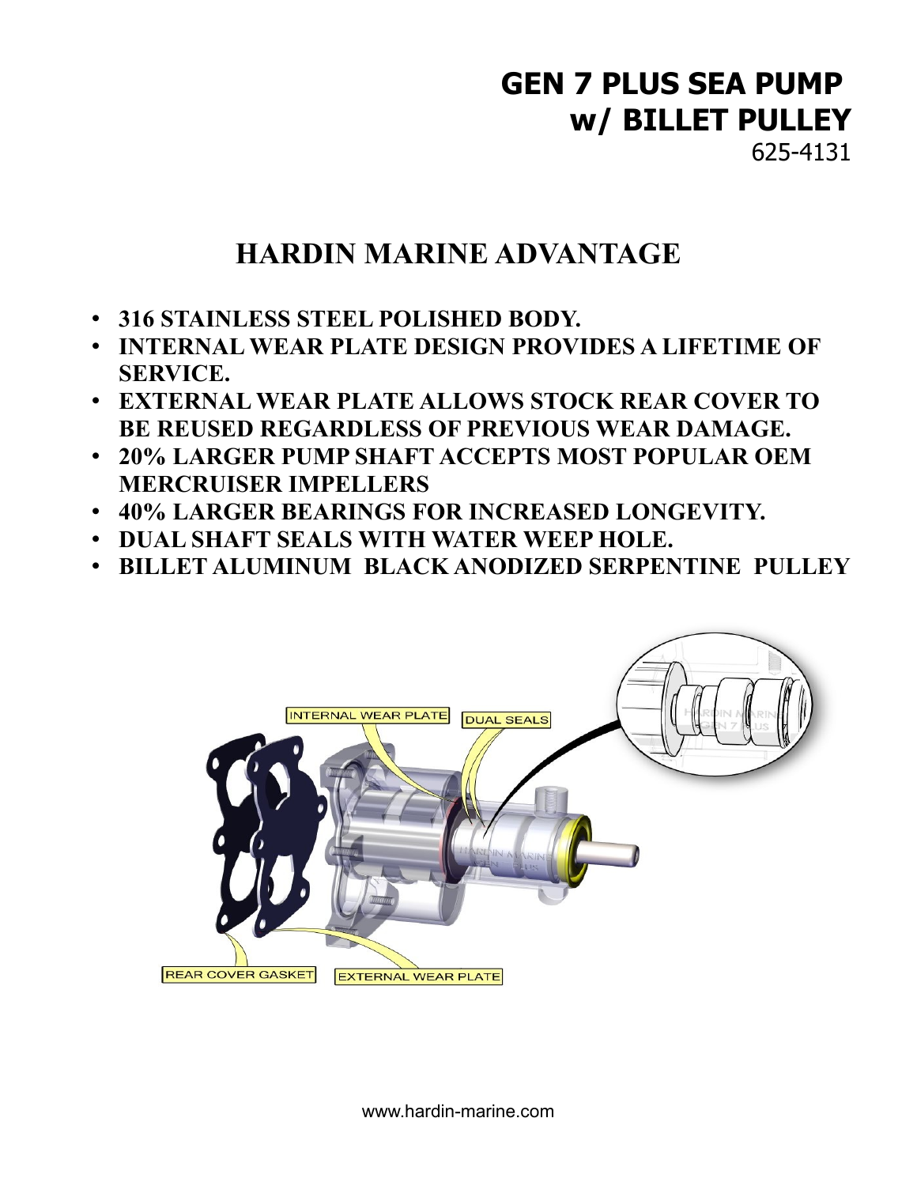# GEN 7 PLUS SEA PUMP w/ BILLET PULLEY

625-4131

## HARDIN MARINE ADVANTAGE

- **316 STAINLESS STEEL POLISHED BODY.**
- **INTERNAL WEAR PLATE DESIGN PROVIDES A LIFETIME OF SERVICE.**
- **EXTERNAL WEAR PLATE ALLOWS STOCK REAR COVER TO BE REUSED REGARDLESS OF PREVIOUS WEAR DAMAGE.**
- **20% LARGER PUMP SHAFT ACCEPTS MOST POPULAR OEM MERCRUISER IMPELLERS**
- **40% LARGER BEARINGS FOR INCREASED LONGEVITY.**
- **DUAL SHAFT SEALS WITH WATER WEEP HOLE.**
- **BILLET ALUMINUM BLACK ANODIZED SERPENTINE PULLEY**

INTERNAL WEAR PLATE

DUAL SEALS

REAR COVER GASKET

EXTERNAL WEAR PLATE

www.hardin-marine.com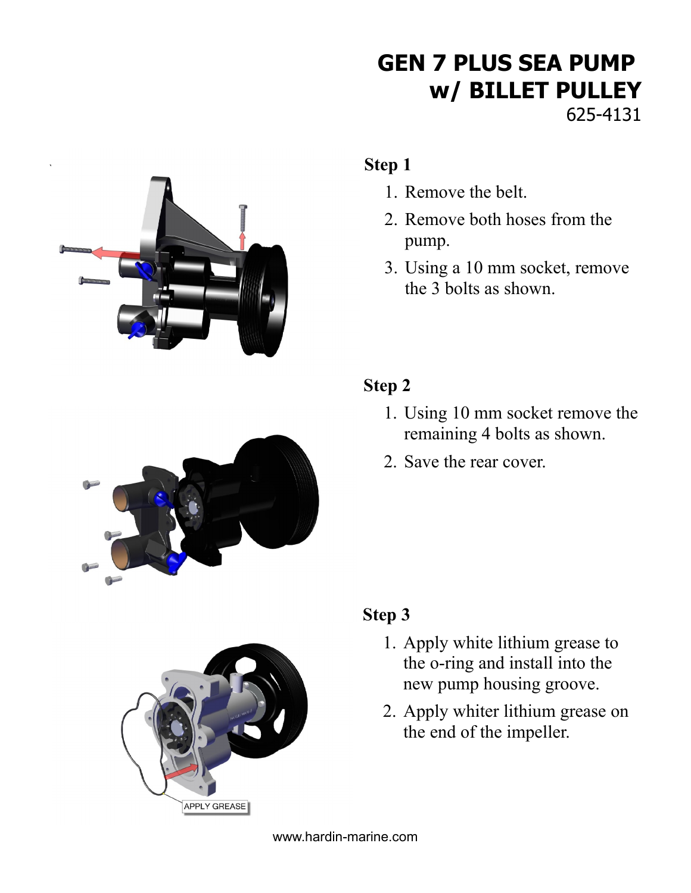# GEN 7 PLUS SEA PUMP w/ BILLET PULLEY

625-4131

**Step 1**

1. Remove the belt.
2. Remove both hoses from the pump.
3. Using a 10 mm socket, remove the 3 bolts as shown.

**Step 2**

1. Using 10 mm socket remove the remaining 4 bolts as shown.
2. Save the rear cover.

**Step 3**

1. Apply white lithium grease to the o-ring and install into the new pump housing groove.
2. Apply whiter lithium grease on the end of the impeller.

APPLY GREASE

www.hardin-marine.com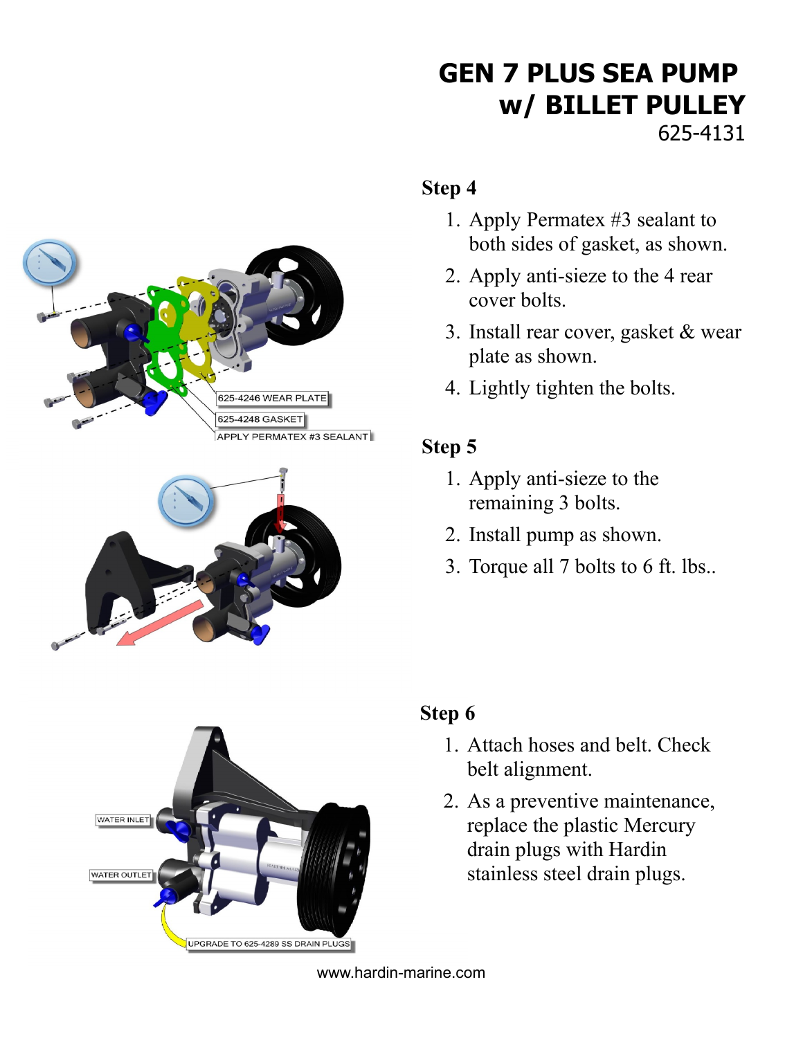# GEN 7 PLUS SEA PUMP w/ BILLET PULLEY

625-4131

625-4246 WEAR PLATE

625-4248 GASKET

APPLY PERMATEX #3 SEALANT

## Step 4

1. Apply Permatex #3 sealant to both sides of gasket, as shown.
2. Apply anti-sieze to the 4 rear cover bolts.
3. Install rear cover, gasket & wear plate as shown.
4. Lightly tighten the bolts.

## Step 5

1. Apply anti-sieze to the remaining 3 bolts.
2. Install pump as shown.
3. Torque all 7 bolts to 6 ft. lbs..

WATER INLET

WATER OUTLET

UPGRADE TO 625-4289 SS DRAIN PLUGS

## Step 6

1. Attach hoses and belt. Check belt alignment.
2. As a preventive maintenance, replace the plastic Mercury drain plugs with Hardin stainless steel drain plugs.

www.hardin-marine.com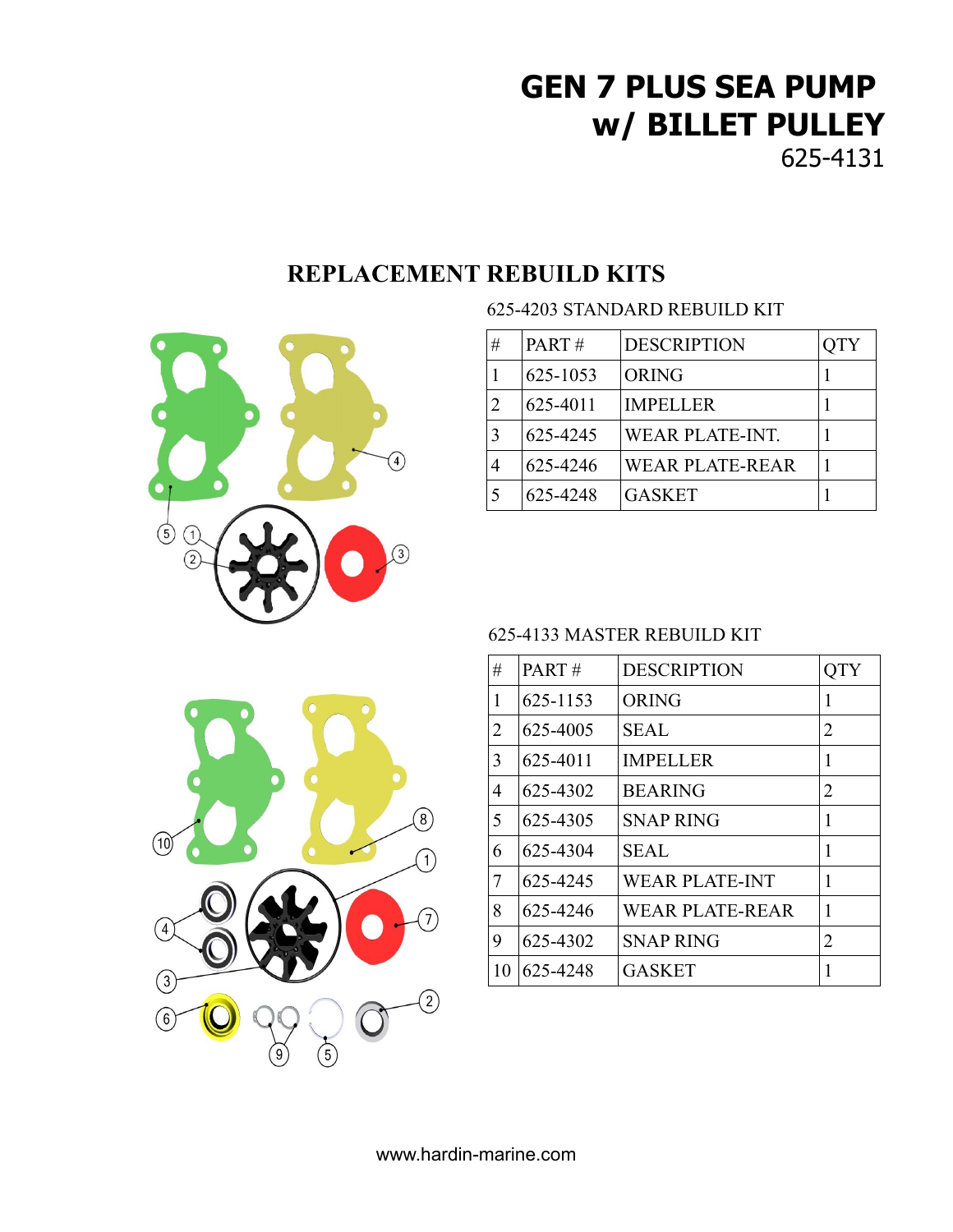# GEN 7 PLUS SEA PUMP w/ BILLET PULLEY

625-4131

## REPLACEMENT REBUILD KITS

625-4203 STANDARD REBUILD KIT

| # | PART # | DESCRIPTION | QTY |
|---|---|---|---|
| 1 | 625-1053 | ORING | 1 |
| 2 | 625-4011 | IMPELLER | 1 |
| 3 | 625-4245 | WEAR PLATE-INT. | 1 |
| 4 | 625-4246 | WEAR PLATE-REAR | 1 |
| 5 | 625-4248 | GASKET | 1 |

625-4133 MASTER REBUILD KIT

| # | PART # | DESCRIPTION | QTY |
|---|---|---|---|
| 1 | 625-1153 | ORING | 1 |
| 2 | 625-4005 | SEAL | 2 |
| 3 | 625-4011 | IMPELLER | 1 |
| 4 | 625-4302 | BEARING | 2 |
| 5 | 625-4305 | SNAP RING | 1 |
| 6 | 625-4304 | SEAL | 1 |
| 7 | 625-4245 | WEAR PLATE-INT | 1 |
| 8 | 625-4246 | WEAR PLATE-REAR | 1 |
| 9 | 625-4302 | SNAP RING | 2 |
| 10 | 625-4248 | GASKET | 1 |

www.hardin-marine.com